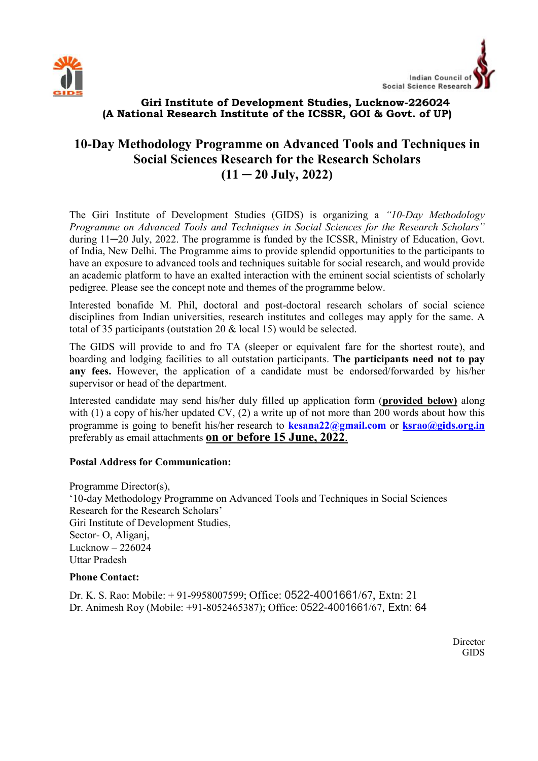Indian Council of Social Science Research

**Giri Institute of Development Studies, Lucknow-226024**
**(A National Research Institute of the ICSSR, GOI & Govt. of UP)**

# 10-Day Methodology Programme on Advanced Tools and Techniques in Social Sciences Research for the Research Scholars (11 ─ 20 July, 2022)

The Giri Institute of Development Studies (GIDS) is organizing a *"10-Day Methodology Programme on Advanced Tools and Techniques in Social Sciences for the Research Scholars"* during 11─20 July, 2022. The programme is funded by the ICSSR, Ministry of Education, Govt. of India, New Delhi. The Programme aims to provide splendid opportunities to the participants to have an exposure to advanced tools and techniques suitable for social research, and would provide an academic platform to have an exalted interaction with the eminent social scientists of scholarly pedigree. Please see the concept note and themes of the programme below.

Interested bonafide M. Phil, doctoral and post-doctoral research scholars of social science disciplines from Indian universities, research institutes and colleges may apply for the same. A total of 35 participants (outstation 20 & local 15) would be selected.

The GIDS will provide to and fro TA (sleeper or equivalent fare for the shortest route), and boarding and lodging facilities to all outstation participants. **The participants need not to pay any fees.** However, the application of a candidate must be endorsed/forwarded by his/her supervisor or head of the department.

Interested candidate may send his/her duly filled up application form (**provided below**) along with (1) a copy of his/her updated CV, (2) a write up of not more than 200 words about how this programme is going to benefit his/her research to **kesana22@gmail.com** or **ksrao@gids.org.in** preferably as email attachments **on or before 15 June, 2022**.

**Postal Address for Communication:**

Programme Director(s),
'10-day Methodology Programme on Advanced Tools and Techniques in Social Sciences Research for the Research Scholars'
Giri Institute of Development Studies,
Sector- O, Aliganj,
Lucknow – 226024
Uttar Pradesh

**Phone Contact:**

Dr. K. S. Rao: Mobile: + 91-9958007599; Office: 0522-4001661/67, Extn: 21
Dr. Animesh Roy (Mobile: +91-8052465387); Office: 0522-4001661/67, Extn: 64

Director
GIDS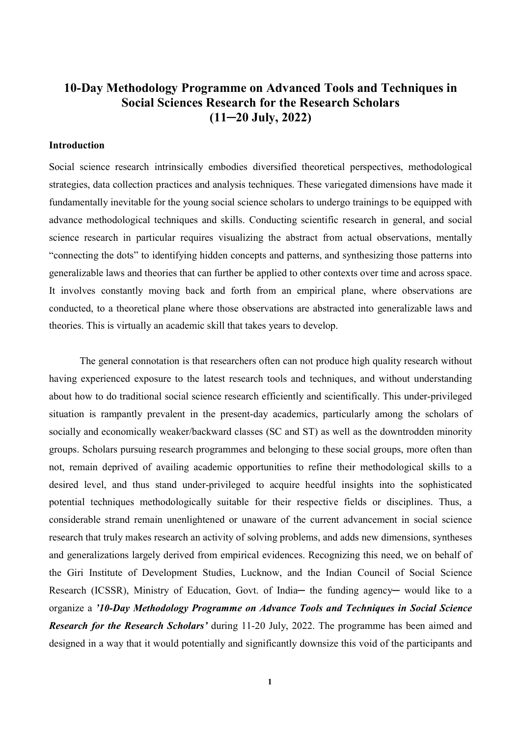# 10-Day Methodology Programme on Advanced Tools and Techniques in Social Sciences Research for the Research Scholars (11─20 July, 2022)

### Introduction

Social science research intrinsically embodies diversified theoretical perspectives, methodological strategies, data collection practices and analysis techniques. These variegated dimensions have made it fundamentally inevitable for the young social science scholars to undergo trainings to be equipped with advance methodological techniques and skills. Conducting scientific research in general, and social science research in particular requires visualizing the abstract from actual observations, mentally "connecting the dots" to identifying hidden concepts and patterns, and synthesizing those patterns into generalizable laws and theories that can further be applied to other contexts over time and across space. It involves constantly moving back and forth from an empirical plane, where observations are conducted, to a theoretical plane where those observations are abstracted into generalizable laws and theories. This is virtually an academic skill that takes years to develop.

The general connotation is that researchers often can not produce high quality research without having experienced exposure to the latest research tools and techniques, and without understanding about how to do traditional social science research efficiently and scientifically. This under-privileged situation is rampantly prevalent in the present-day academics, particularly among the scholars of socially and economically weaker/backward classes (SC and ST) as well as the downtrodden minority groups. Scholars pursuing research programmes and belonging to these social groups, more often than not, remain deprived of availing academic opportunities to refine their methodological skills to a desired level, and thus stand under-privileged to acquire heedful insights into the sophisticated potential techniques methodologically suitable for their respective fields or disciplines. Thus, a considerable strand remain unenlightened or unaware of the current advancement in social science research that truly makes research an activity of solving problems, and adds new dimensions, syntheses and generalizations largely derived from empirical evidences. Recognizing this need, we on behalf of the Giri Institute of Development Studies, Lucknow, and the Indian Council of Social Science Research (ICSSR), Ministry of Education, Govt. of India─ the funding agency─ would like to a organize a ***'10-Day Methodology Programme on Advance Tools and Techniques in Social Science Research for the Research Scholars'*** during 11-20 July, 2022. The programme has been aimed and designed in a way that it would potentially and significantly downsize this void of the participants and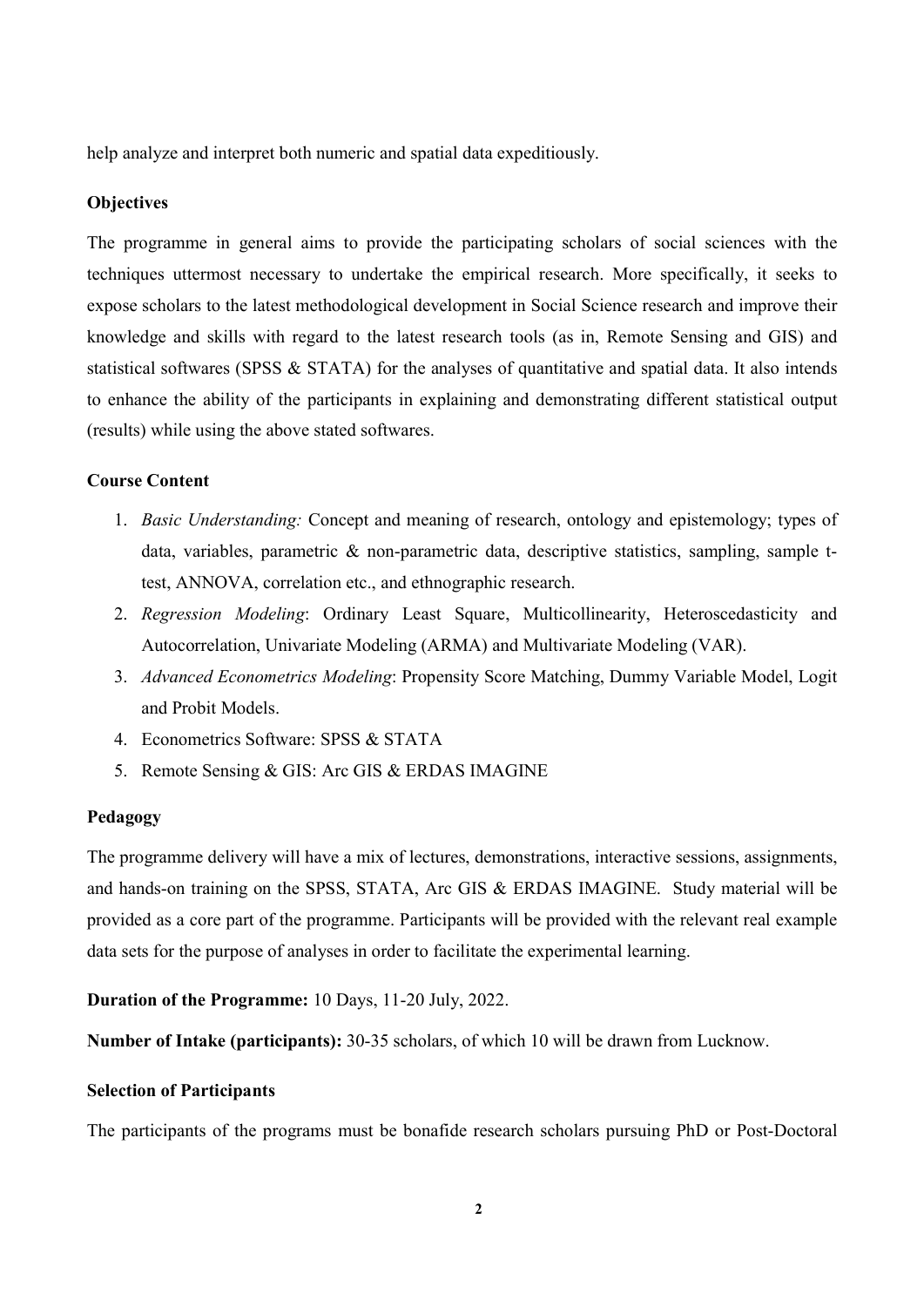help analyze and interpret both numeric and spatial data expeditiously.

### Objectives

The programme in general aims to provide the participating scholars of social sciences with the techniques uttermost necessary to undertake the empirical research. More specifically, it seeks to expose scholars to the latest methodological development in Social Science research and improve their knowledge and skills with regard to the latest research tools (as in, Remote Sensing and GIS) and statistical softwares (SPSS & STATA) for the analyses of quantitative and spatial data. It also intends to enhance the ability of the participants in explaining and demonstrating different statistical output (results) while using the above stated softwares.

### Course Content

1. *Basic Understanding:* Concept and meaning of research, ontology and epistemology; types of data, variables, parametric & non-parametric data, descriptive statistics, sampling, sample t-test, ANNOVA, correlation etc., and ethnographic research.
2. *Regression Modeling*: Ordinary Least Square, Multicollinearity, Heteroscedasticity and Autocorrelation, Univariate Modeling (ARMA) and Multivariate Modeling (VAR).
3. *Advanced Econometrics Modeling*: Propensity Score Matching, Dummy Variable Model, Logit and Probit Models.
4. Econometrics Software: SPSS & STATA
5. Remote Sensing & GIS: Arc GIS & ERDAS IMAGINE

### Pedagogy

The programme delivery will have a mix of lectures, demonstrations, interactive sessions, assignments, and hands-on training on the SPSS, STATA, Arc GIS & ERDAS IMAGINE. Study material will be provided as a core part of the programme. Participants will be provided with the relevant real example data sets for the purpose of analyses in order to facilitate the experimental learning.

**Duration of the Programme:** 10 Days, 11-20 July, 2022.

**Number of Intake (participants):** 30-35 scholars, of which 10 will be drawn from Lucknow.

### Selection of Participants

The participants of the programs must be bonafide research scholars pursuing PhD or Post-Doctoral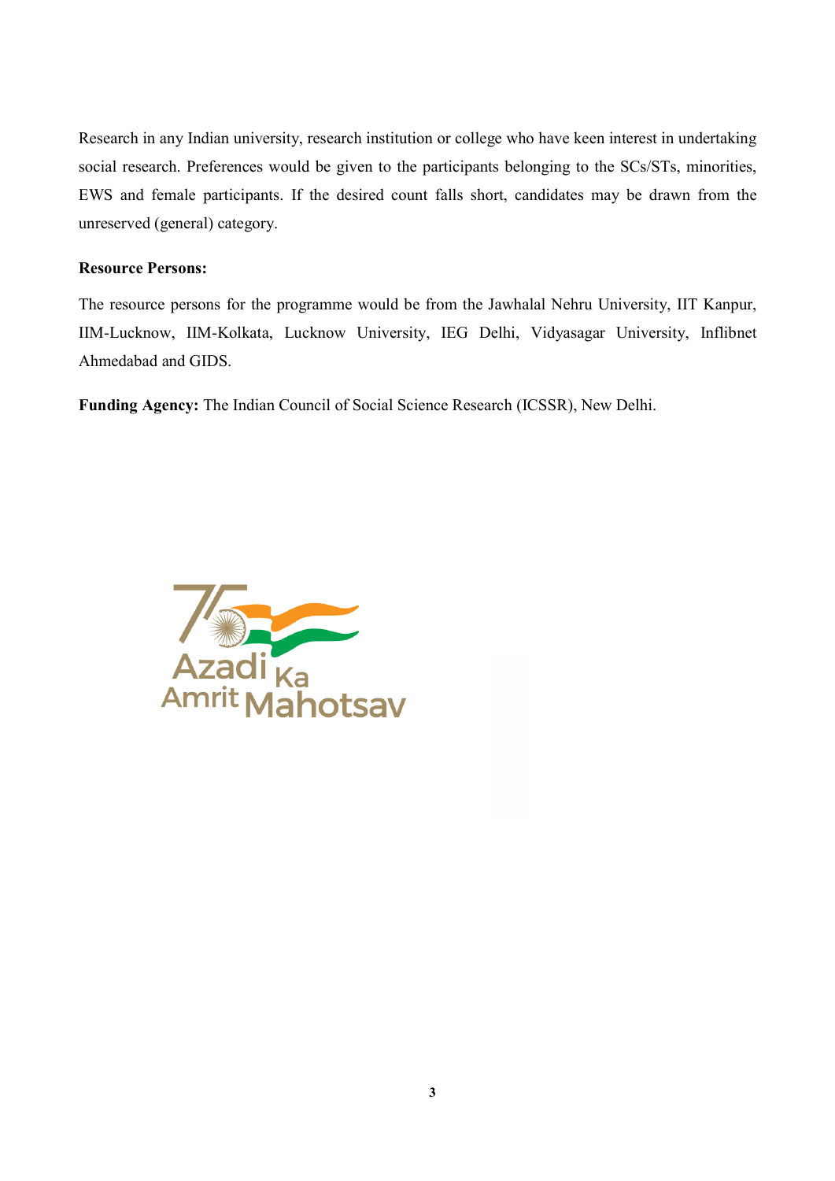Research in any Indian university, research institution or college who have keen interest in undertaking social research. Preferences would be given to the participants belonging to the SCs/STs, minorities, EWS and female participants. If the desired count falls short, candidates may be drawn from the unreserved (general) category.

**Resource Persons:**

The resource persons for the programme would be from the Jawhalal Nehru University, IIT Kanpur, IIM-Lucknow, IIM-Kolkata, Lucknow University, IEG Delhi, Vidyasagar University, Inflibnet Ahmedabad and GIDS.

**Funding Agency:** The Indian Council of Social Science Research (ICSSR), New Delhi.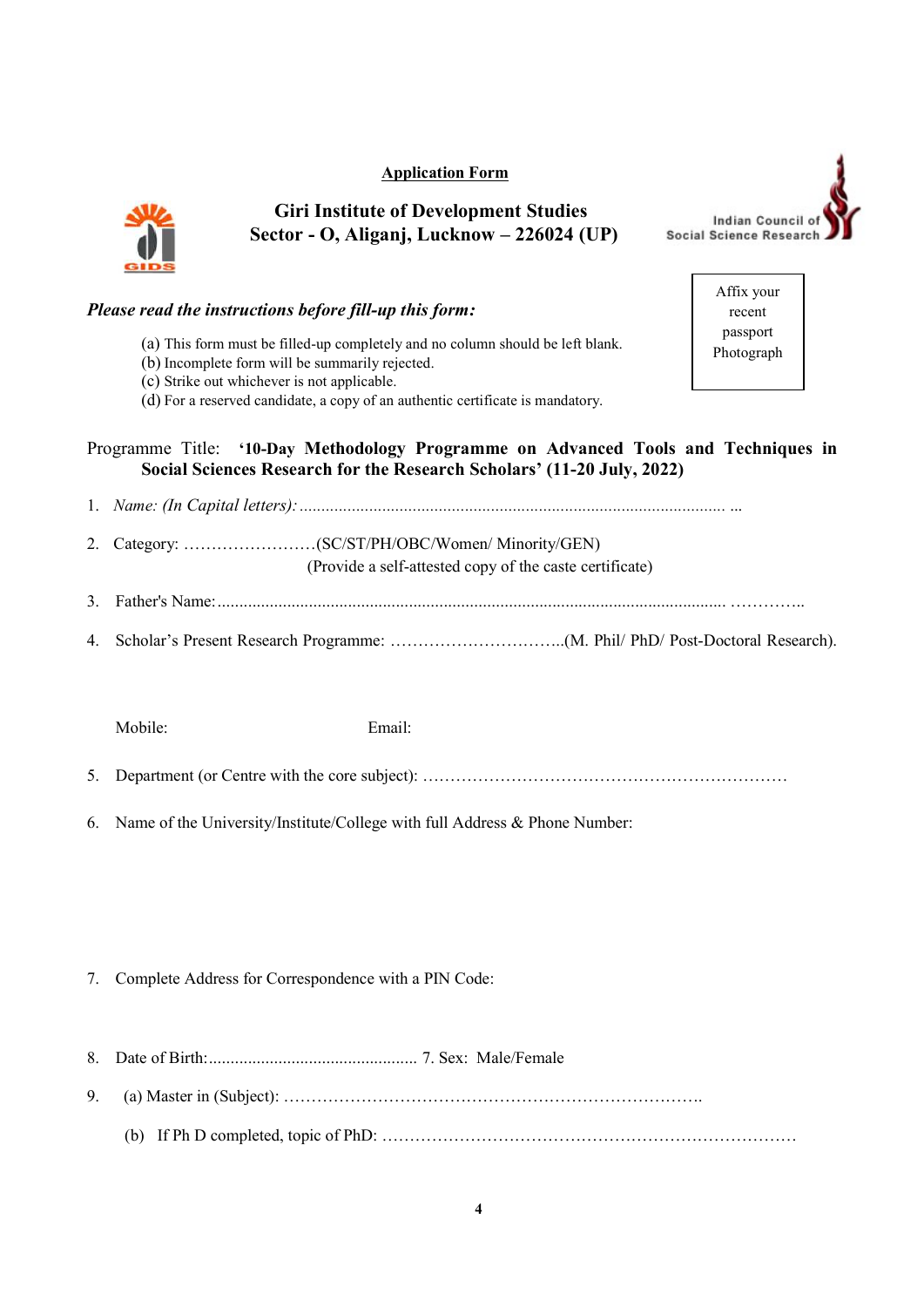**Application Form**

## Giri Institute of Development Studies
## Sector - O, Aliganj, Lucknow – 226024 (UP)

Indian Council of Social Science Research

Affix your recent passport Photograph

***Please read the instructions before fill-up this form:***

(a) This form must be filled-up completely and no column should be left blank.
(b) Incomplete form will be summarily rejected.
(c) Strike out whichever is not applicable.
(d) For a reserved candidate, a copy of an authentic certificate is mandatory.

Programme Title: **'10-Day Methodology Programme on Advanced Tools and Techniques in Social Sciences Research for the Research Scholars' (11-20 July, 2022)**

1. *Name: (In Capital letters):* .................................................................................................. ...

2. Category: ……………………(SC/ST/PH/OBC/Women/ Minority/GEN)
   (Provide a self-attested copy of the caste certificate)

3. Father's Name:...................................................................................................................... …………..

4. Scholar's Present Research Programme: …………………………..(M. Phil/ PhD/ Post-Doctoral Research).

   Mobile: Email:

5. Department (or Centre with the core subject): …………………………………………………………

6. Name of the University/Institute/College with full Address & Phone Number:

7. Complete Address for Correspondence with a PIN Code:

8. Date of Birth:................................................ 7. Sex: Male/Female

9. (a) Master in (Subject): …………………………………………………………………..

   (b) If Ph D completed, topic of PhD: ………………………………………………………………….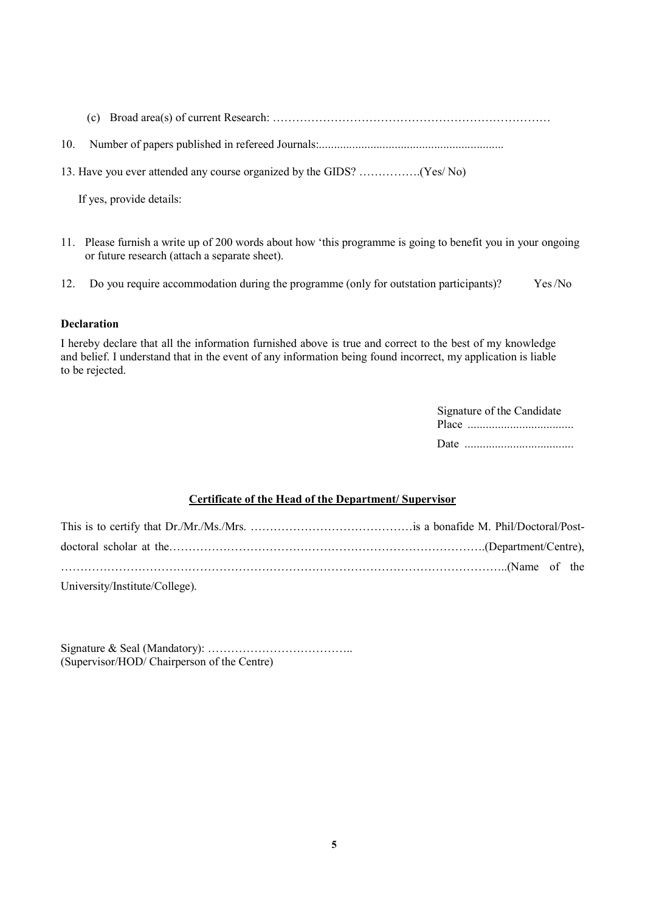(c) Broad area(s) of current Research: ………………………………………………………………

10. Number of papers published in refereed Journals:............................................................

13. Have you ever attended any course organized by the GIDS? …………….(Yes/ No)

If yes, provide details:

11. Please furnish a write up of 200 words about how 'this programme is going to benefit you in your ongoing or future research (attach a separate sheet).

12. Do you require accommodation during the programme (only for outstation participants)? Yes /No

**Declaration**

I hereby declare that all the information furnished above is true and correct to the best of my knowledge and belief. I understand that in the event of any information being found incorrect, my application is liable to be rejected.

Signature of the Candidate
Place ...................................
Date ....................................

**<u>Certificate of the Head of the Department/ Supervisor</u>**

This is to certify that Dr./Mr./Ms./Mrs. ……………………………………is a bonafide M. Phil/Doctoral/Post-doctoral scholar at the……………………………………………………………………….(Department/Centre), …………………………………………………………………………………………………..(Name of the University/Institute/College).

Signature & Seal (Mandatory): ………………………………..
(Supervisor/HOD/ Chairperson of the Centre)